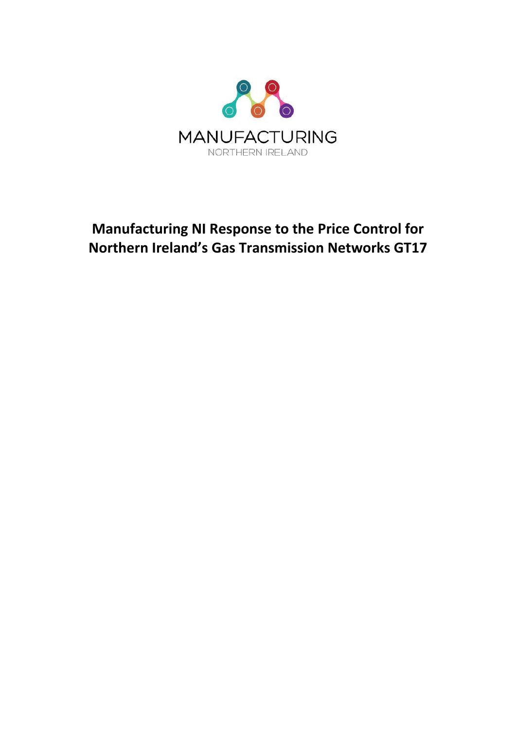MANUFACTURING

NORTHERN IRELAND

# Manufacturing NI Response to the Price Control for Northern Ireland's Gas Transmission Networks GT17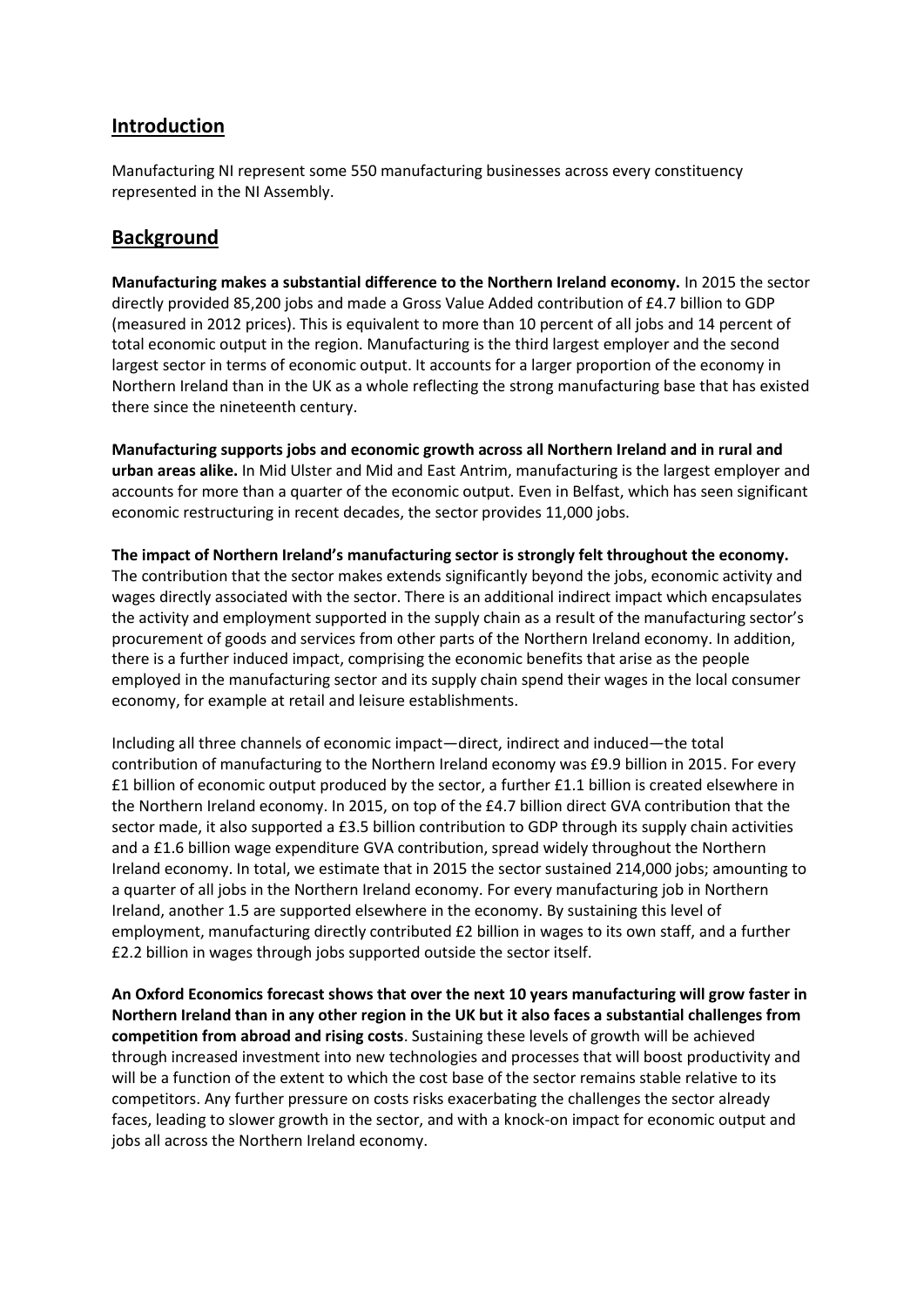## Introduction

Manufacturing NI represent some 550 manufacturing businesses across every constituency represented in the NI Assembly.

## Background

**Manufacturing makes a substantial difference to the Northern Ireland economy.** In 2015 the sector directly provided 85,200 jobs and made a Gross Value Added contribution of £4.7 billion to GDP (measured in 2012 prices). This is equivalent to more than 10 percent of all jobs and 14 percent of total economic output in the region. Manufacturing is the third largest employer and the second largest sector in terms of economic output. It accounts for a larger proportion of the economy in Northern Ireland than in the UK as a whole reflecting the strong manufacturing base that has existed there since the nineteenth century.

**Manufacturing supports jobs and economic growth across all Northern Ireland and in rural and urban areas alike.** In Mid Ulster and Mid and East Antrim, manufacturing is the largest employer and accounts for more than a quarter of the economic output. Even in Belfast, which has seen significant economic restructuring in recent decades, the sector provides 11,000 jobs.

**The impact of Northern Ireland's manufacturing sector is strongly felt throughout the economy.** The contribution that the sector makes extends significantly beyond the jobs, economic activity and wages directly associated with the sector. There is an additional indirect impact which encapsulates the activity and employment supported in the supply chain as a result of the manufacturing sector's procurement of goods and services from other parts of the Northern Ireland economy. In addition, there is a further induced impact, comprising the economic benefits that arise as the people employed in the manufacturing sector and its supply chain spend their wages in the local consumer economy, for example at retail and leisure establishments.

Including all three channels of economic impact—direct, indirect and induced—the total contribution of manufacturing to the Northern Ireland economy was £9.9 billion in 2015. For every £1 billion of economic output produced by the sector, a further £1.1 billion is created elsewhere in the Northern Ireland economy. In 2015, on top of the £4.7 billion direct GVA contribution that the sector made, it also supported a £3.5 billion contribution to GDP through its supply chain activities and a £1.6 billion wage expenditure GVA contribution, spread widely throughout the Northern Ireland economy. In total, we estimate that in 2015 the sector sustained 214,000 jobs; amounting to a quarter of all jobs in the Northern Ireland economy. For every manufacturing job in Northern Ireland, another 1.5 are supported elsewhere in the economy. By sustaining this level of employment, manufacturing directly contributed £2 billion in wages to its own staff, and a further £2.2 billion in wages through jobs supported outside the sector itself.

**An Oxford Economics forecast shows that over the next 10 years manufacturing will grow faster in Northern Ireland than in any other region in the UK but it also faces a substantial challenges from competition from abroad and rising costs**. Sustaining these levels of growth will be achieved through increased investment into new technologies and processes that will boost productivity and will be a function of the extent to which the cost base of the sector remains stable relative to its competitors. Any further pressure on costs risks exacerbating the challenges the sector already faces, leading to slower growth in the sector, and with a knock-on impact for economic output and jobs all across the Northern Ireland economy.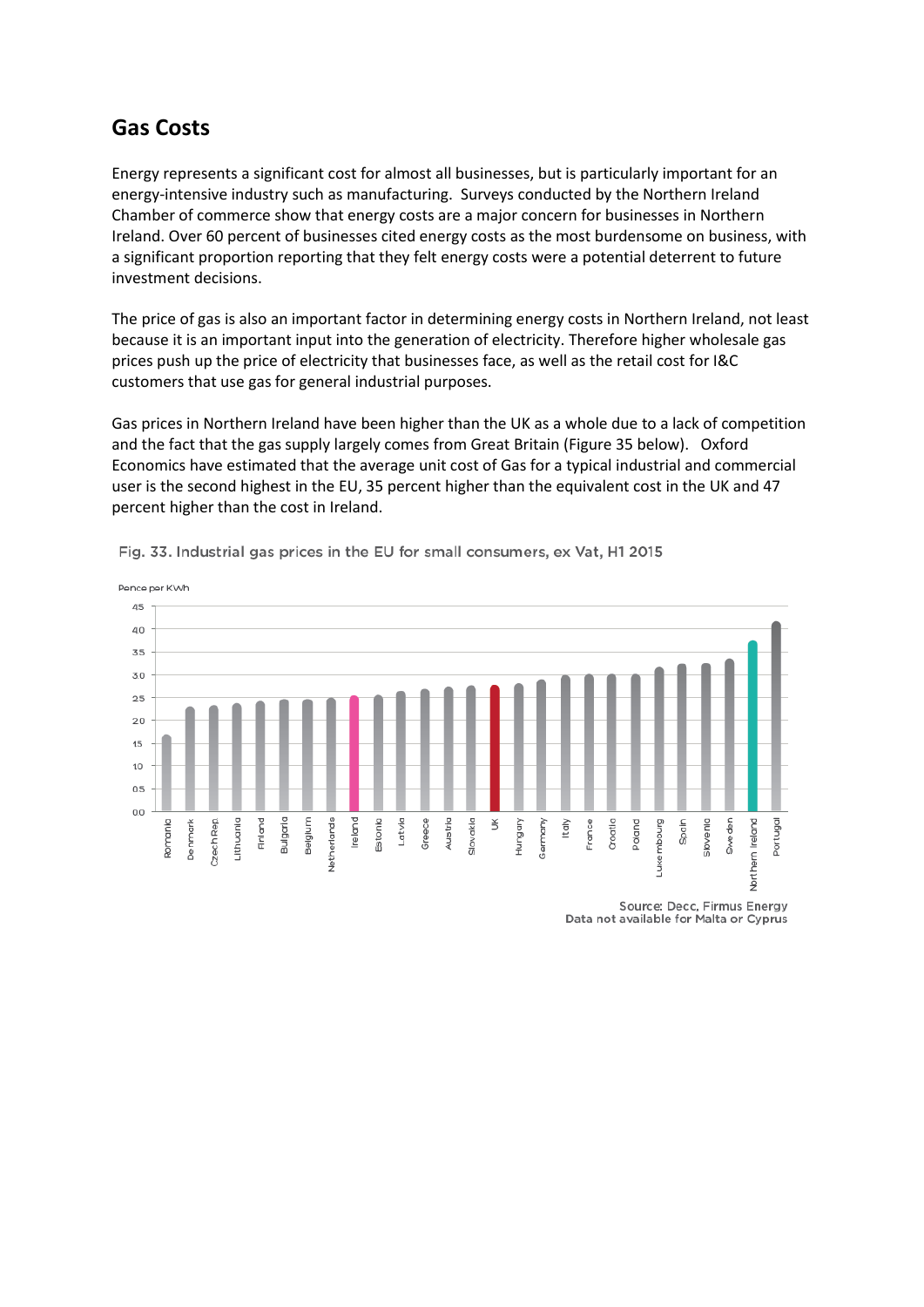## Gas Costs

Energy represents a significant cost for almost all businesses, but is particularly important for an energy-intensive industry such as manufacturing. Surveys conducted by the Northern Ireland Chamber of commerce show that energy costs are a major concern for businesses in Northern Ireland. Over 60 percent of businesses cited energy costs as the most burdensome on business, with a significant proportion reporting that they felt energy costs were a potential deterrent to future investment decisions.

The price of gas is also an important factor in determining energy costs in Northern Ireland, not least because it is an important input into the generation of electricity. Therefore higher wholesale gas prices push up the price of electricity that businesses face, as well as the retail cost for I&C customers that use gas for general industrial purposes.

Gas prices in Northern Ireland have been higher than the UK as a whole due to a lack of competition and the fact that the gas supply largely comes from Great Britain (Figure 35 below). Oxford Economics have estimated that the average unit cost of Gas for a typical industrial and commercial user is the second highest in the EU, 35 percent higher than the equivalent cost in the UK and 47 percent higher than the cost in Ireland.

Fig. 33. Industrial gas prices in the EU for small consumers, ex Vat, H1 2015

Source: Decc, Firmus Energy
Data not available for Malta or Cyprus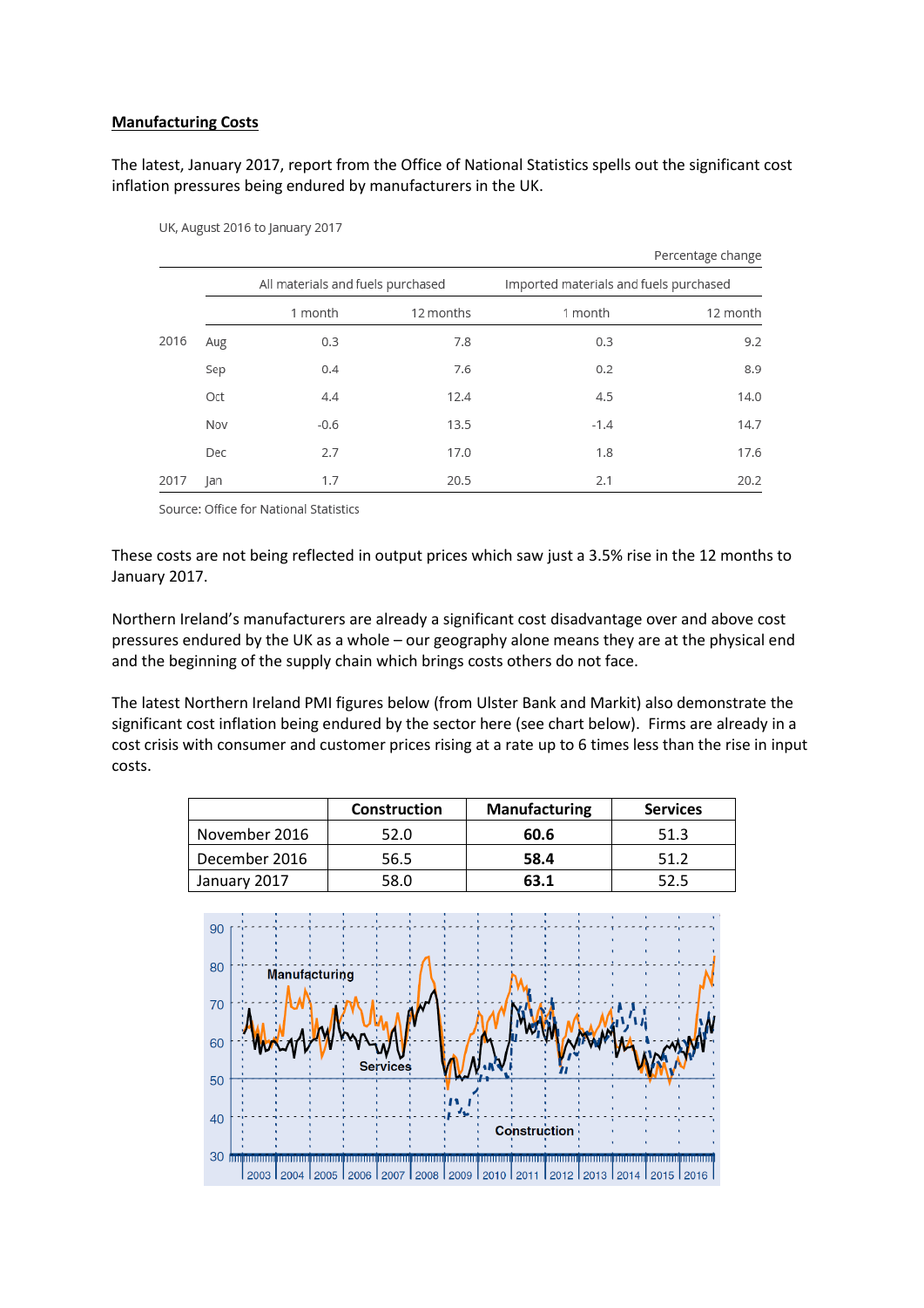**Manufacturing Costs**

The latest, January 2017, report from the Office of National Statistics spells out the significant cost inflation pressures being endured by manufacturers in the UK.

UK, August 2016 to January 2017

| | | All materials and fuels purchased | | Imported materials and fuels purchased | |
|---|---|---|---|---|---|
| | | 1 month | 12 months | 1 month | 12 month |
| 2016 | Aug | 0.3 | 7.8 | 0.3 | 9.2 |
| | Sep | 0.4 | 7.6 | 0.2 | 8.9 |
| | Oct | 4.4 | 12.4 | 4.5 | 14.0 |
| | Nov | -0.6 | 13.5 | -1.4 | 14.7 |
| | Dec | 2.7 | 17.0 | 1.8 | 17.6 |
| 2017 | Jan | 1.7 | 20.5 | 2.1 | 20.2 |

Percentage change

Source: Office for National Statistics

These costs are not being reflected in output prices which saw just a 3.5% rise in the 12 months to January 2017.

Northern Ireland's manufacturers are already a significant cost disadvantage over and above cost pressures endured by the UK as a whole – our geography alone means they are at the physical end and the beginning of the supply chain which brings costs others do not face.

The latest Northern Ireland PMI figures below (from Ulster Bank and Markit) also demonstrate the significant cost inflation being endured by the sector here (see chart below). Firms are already in a cost crisis with consumer and customer prices rising at a rate up to 6 times less than the rise in input costs.

| | Construction | Manufacturing | Services |
|---|---|---|---|
| November 2016 | 52.0 | **60.6** | 51.3 |
| December 2016 | 56.5 | **58.4** | 51.2 |
| January 2017 | 58.0 | **63.1** | 52.5 |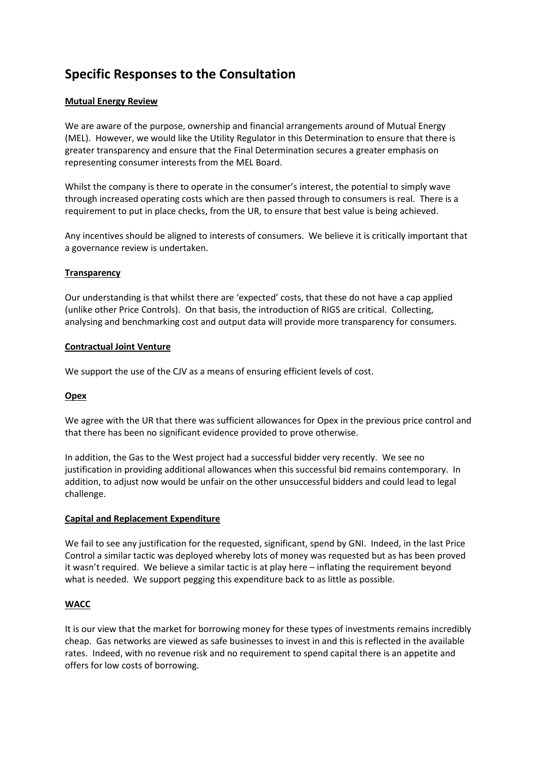# Specific Responses to the Consultation

**Mutual Energy Review**

We are aware of the purpose, ownership and financial arrangements around of Mutual Energy (MEL). However, we would like the Utility Regulator in this Determination to ensure that there is greater transparency and ensure that the Final Determination secures a greater emphasis on representing consumer interests from the MEL Board.

Whilst the company is there to operate in the consumer's interest, the potential to simply wave through increased operating costs which are then passed through to consumers is real. There is a requirement to put in place checks, from the UR, to ensure that best value is being achieved.

Any incentives should be aligned to interests of consumers. We believe it is critically important that a governance review is undertaken.

**Transparency**

Our understanding is that whilst there are 'expected' costs, that these do not have a cap applied (unlike other Price Controls). On that basis, the introduction of RIGS are critical. Collecting, analysing and benchmarking cost and output data will provide more transparency for consumers.

**Contractual Joint Venture**

We support the use of the CJV as a means of ensuring efficient levels of cost.

**Opex**

We agree with the UR that there was sufficient allowances for Opex in the previous price control and that there has been no significant evidence provided to prove otherwise.

In addition, the Gas to the West project had a successful bidder very recently. We see no justification in providing additional allowances when this successful bid remains contemporary. In addition, to adjust now would be unfair on the other unsuccessful bidders and could lead to legal challenge.

**Capital and Replacement Expenditure**

We fail to see any justification for the requested, significant, spend by GNI. Indeed, in the last Price Control a similar tactic was deployed whereby lots of money was requested but as has been proved it wasn't required. We believe a similar tactic is at play here – inflating the requirement beyond what is needed. We support pegging this expenditure back to as little as possible.

**WACC**

It is our view that the market for borrowing money for these types of investments remains incredibly cheap. Gas networks are viewed as safe businesses to invest in and this is reflected in the available rates. Indeed, with no revenue risk and no requirement to spend capital there is an appetite and offers for low costs of borrowing.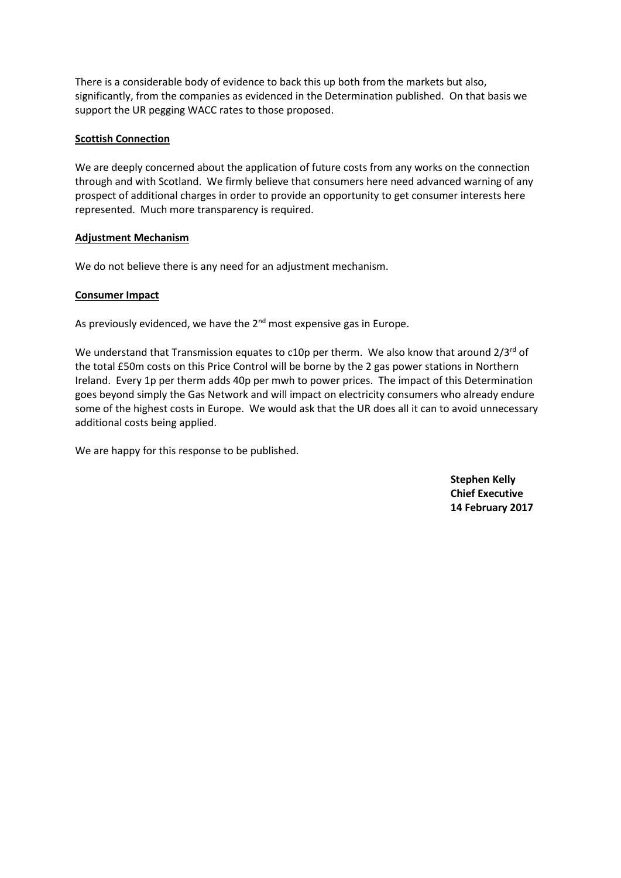There is a considerable body of evidence to back this up both from the markets but also, significantly, from the companies as evidenced in the Determination published. On that basis we support the UR pegging WACC rates to those proposed.

**Scottish Connection**

We are deeply concerned about the application of future costs from any works on the connection through and with Scotland. We firmly believe that consumers here need advanced warning of any prospect of additional charges in order to provide an opportunity to get consumer interests here represented. Much more transparency is required.

**Adjustment Mechanism**

We do not believe there is any need for an adjustment mechanism.

**Consumer Impact**

As previously evidenced, we have the 2nd most expensive gas in Europe.

We understand that Transmission equates to c10p per therm. We also know that around 2/3rd of the total £50m costs on this Price Control will be borne by the 2 gas power stations in Northern Ireland. Every 1p per therm adds 40p per mwh to power prices. The impact of this Determination goes beyond simply the Gas Network and will impact on electricity consumers who already endure some of the highest costs in Europe. We would ask that the UR does all it can to avoid unnecessary additional costs being applied.

We are happy for this response to be published.

**Stephen Kelly**
**Chief Executive**
**14 February 2017**